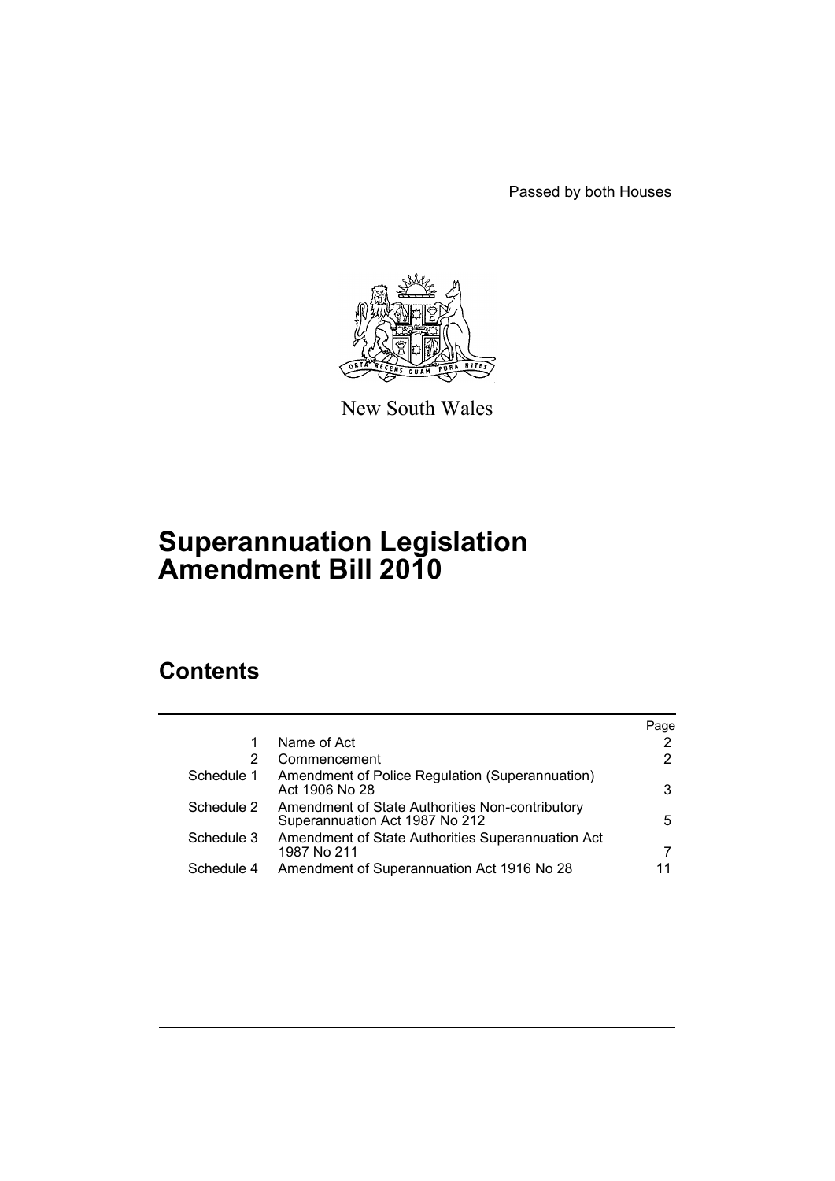Passed by both Houses

New South Wales

# Superannuation Legislation Amendment Bill 2010

## Contents

| | | Page |
|---|---|---|
| 1 | Name of Act | 2 |
| 2 | Commencement | 2 |
| Schedule 1 | Amendment of Police Regulation (Superannuation) Act 1906 No 28 | 3 |
| Schedule 2 | Amendment of State Authorities Non-contributory Superannuation Act 1987 No 212 | 5 |
| Schedule 3 | Amendment of State Authorities Superannuation Act 1987 No 211 | 7 |
| Schedule 4 | Amendment of Superannuation Act 1916 No 28 | 11 |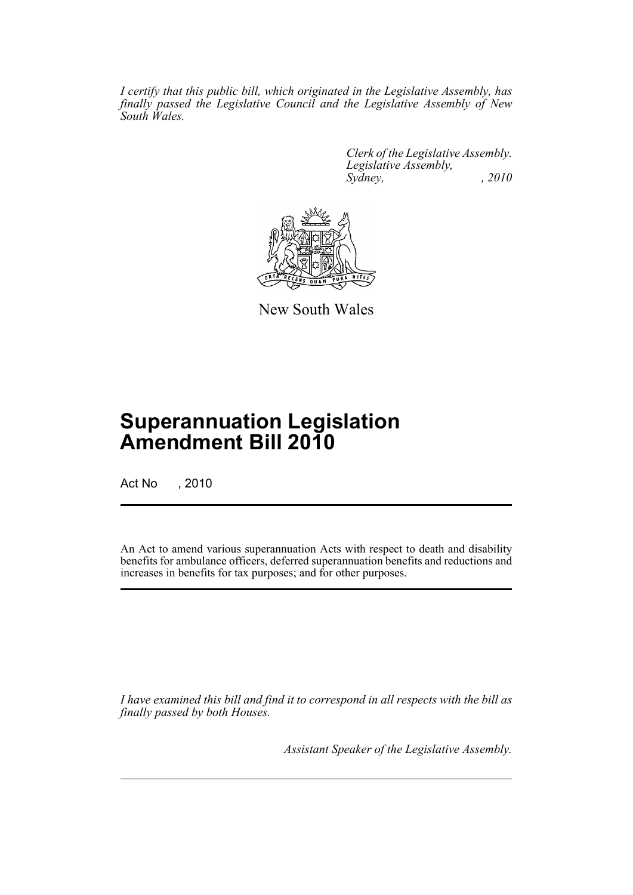*I certify that this public bill, which originated in the Legislative Assembly, has finally passed the Legislative Council and the Legislative Assembly of New South Wales.*

*Clerk of the Legislative Assembly.*
*Legislative Assembly,*
*Sydney, , 2010*

New South Wales

# Superannuation Legislation Amendment Bill 2010

Act No , 2010

An Act to amend various superannuation Acts with respect to death and disability benefits for ambulance officers, deferred superannuation benefits and reductions and increases in benefits for tax purposes; and for other purposes.

*I have examined this bill and find it to correspond in all respects with the bill as finally passed by both Houses.*

*Assistant Speaker of the Legislative Assembly.*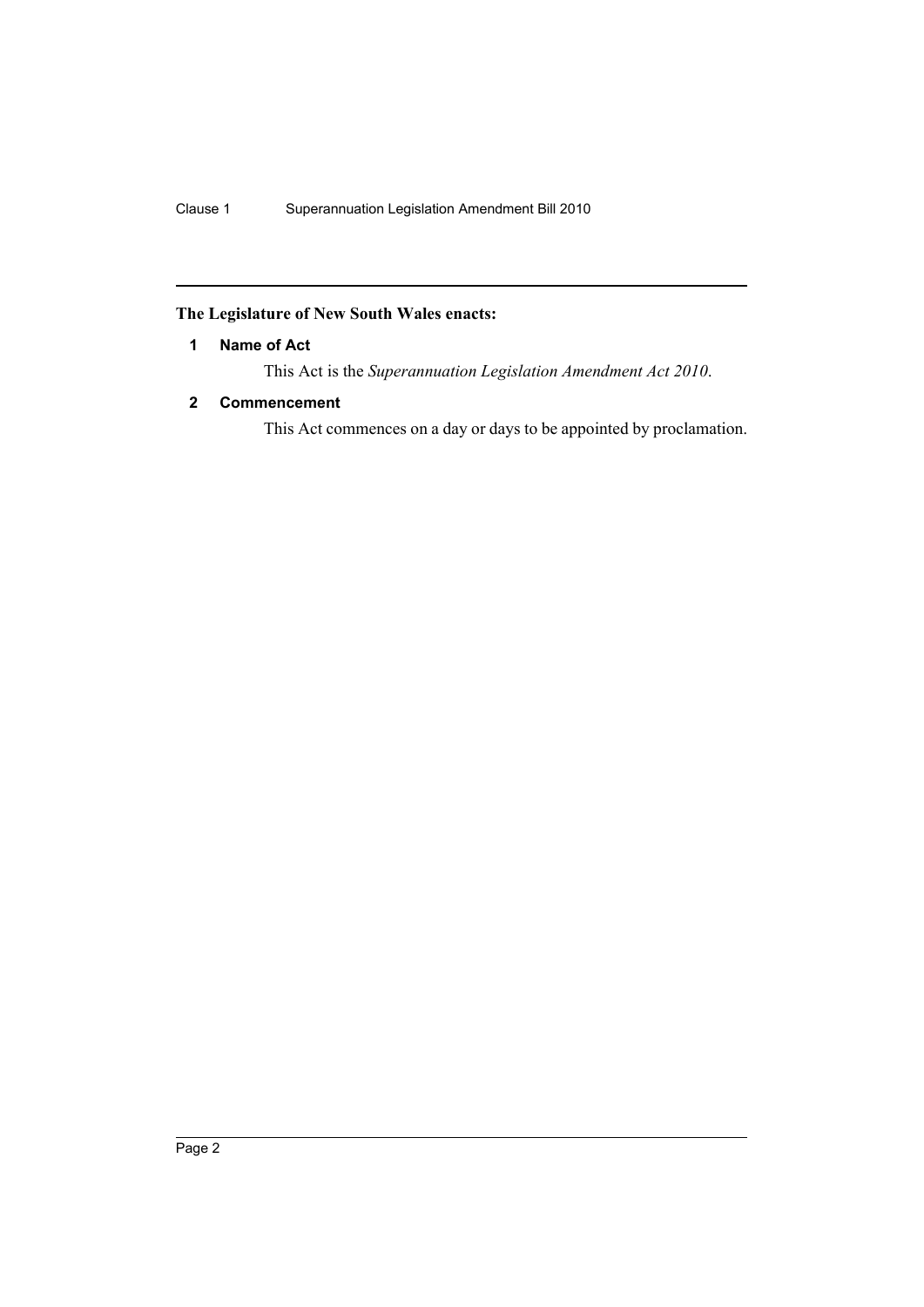**The Legislature of New South Wales enacts:**

## 1 Name of Act

This Act is the *Superannuation Legislation Amendment Act 2010*.

## 2 Commencement

This Act commences on a day or days to be appointed by proclamation.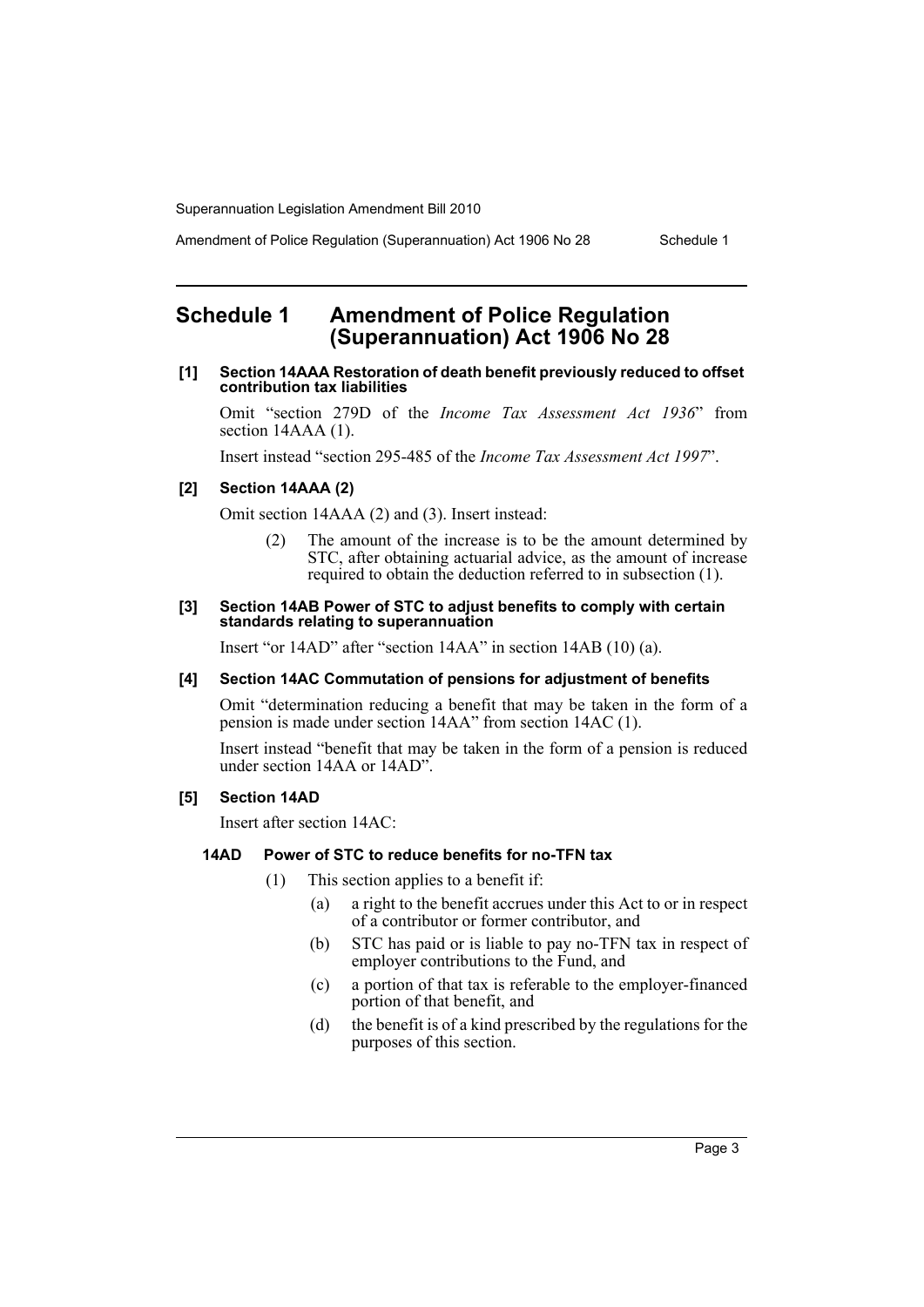# Schedule 1 Amendment of Police Regulation (Superannuation) Act 1906 No 28

**[1] Section 14AAA Restoration of death benefit previously reduced to offset contribution tax liabilities**

Omit "section 279D of the *Income Tax Assessment Act 1936*" from section 14AAA (1).

Insert instead "section 295-485 of the *Income Tax Assessment Act 1997*".

**[2] Section 14AAA (2)**

Omit section 14AAA (2) and (3). Insert instead:

> (2) The amount of the increase is to be the amount determined by STC, after obtaining actuarial advice, as the amount of increase required to obtain the deduction referred to in subsection (1).

**[3] Section 14AB Power of STC to adjust benefits to comply with certain standards relating to superannuation**

Insert "or 14AD" after "section 14AA" in section 14AB (10) (a).

**[4] Section 14AC Commutation of pensions for adjustment of benefits**

Omit "determination reducing a benefit that may be taken in the form of a pension is made under section 14AA" from section 14AC (1).

Insert instead "benefit that may be taken in the form of a pension is reduced under section 14AA or 14AD".

**[5] Section 14AD**

Insert after section 14AC:

**14AD Power of STC to reduce benefits for no-TFN tax**

> (1) This section applies to a benefit if:
>
> (a) a right to the benefit accrues under this Act to or in respect of a contributor or former contributor, and
>
> (b) STC has paid or is liable to pay no-TFN tax in respect of employer contributions to the Fund, and
>
> (c) a portion of that tax is referable to the employer-financed portion of that benefit, and
>
> (d) the benefit is of a kind prescribed by the regulations for the purposes of this section.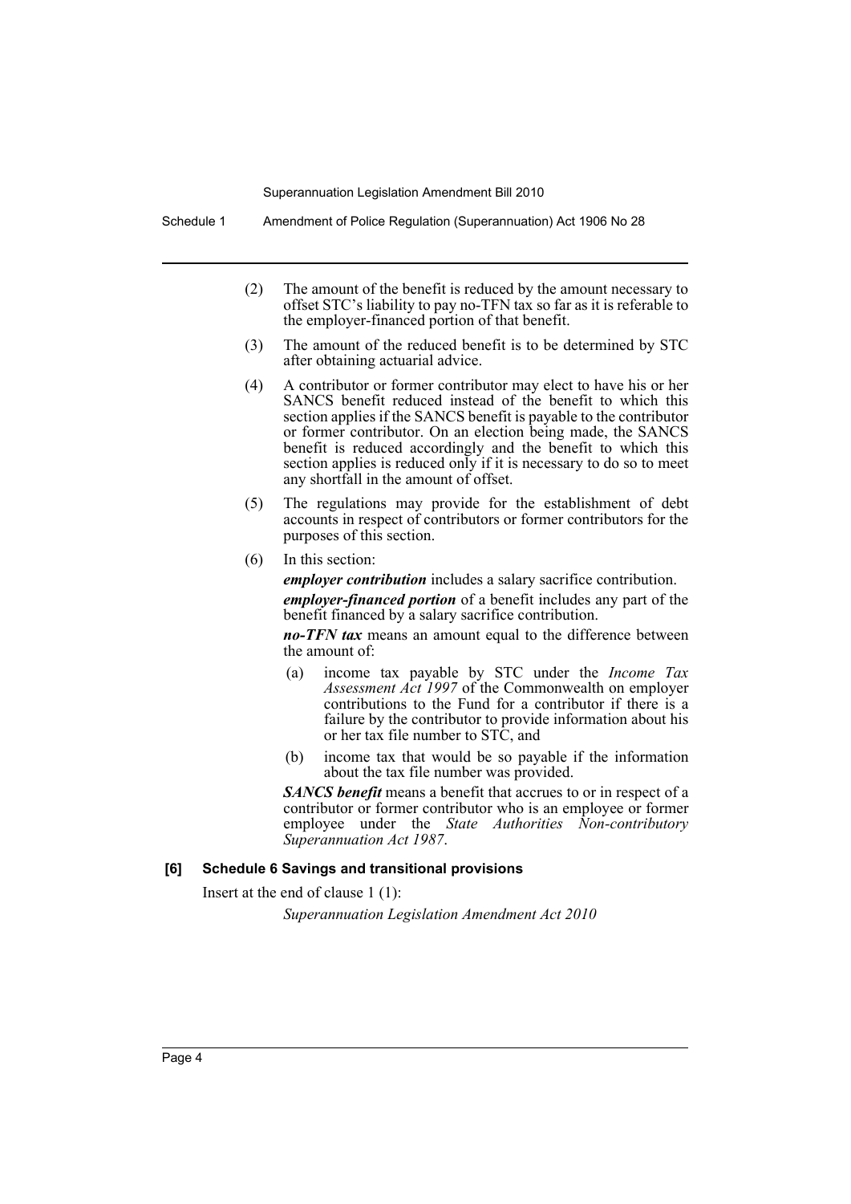(2) The amount of the benefit is reduced by the amount necessary to offset STC's liability to pay no-TFN tax so far as it is referable to the employer-financed portion of that benefit.

(3) The amount of the reduced benefit is to be determined by STC after obtaining actuarial advice.

(4) A contributor or former contributor may elect to have his or her SANCS benefit reduced instead of the benefit to which this section applies if the SANCS benefit is payable to the contributor or former contributor. On an election being made, the SANCS benefit is reduced accordingly and the benefit to which this section applies is reduced only if it is necessary to do so to meet any shortfall in the amount of offset.

(5) The regulations may provide for the establishment of debt accounts in respect of contributors or former contributors for the purposes of this section.

(6) In this section:

***employer contribution*** includes a salary sacrifice contribution.

***employer-financed portion*** of a benefit includes any part of the benefit financed by a salary sacrifice contribution.

***no-TFN tax*** means an amount equal to the difference between the amount of:

(a) income tax payable by STC under the *Income Tax Assessment Act 1997* of the Commonwealth on employer contributions to the Fund for a contributor if there is a failure by the contributor to provide information about his or her tax file number to STC, and

(b) income tax that would be so payable if the information about the tax file number was provided.

***SANCS benefit*** means a benefit that accrues to or in respect of a contributor or former contributor who is an employee or former employee under the *State Authorities Non-contributory Superannuation Act 1987*.

#### [6] Schedule 6 Savings and transitional provisions

Insert at the end of clause 1 (1):

*Superannuation Legislation Amendment Act 2010*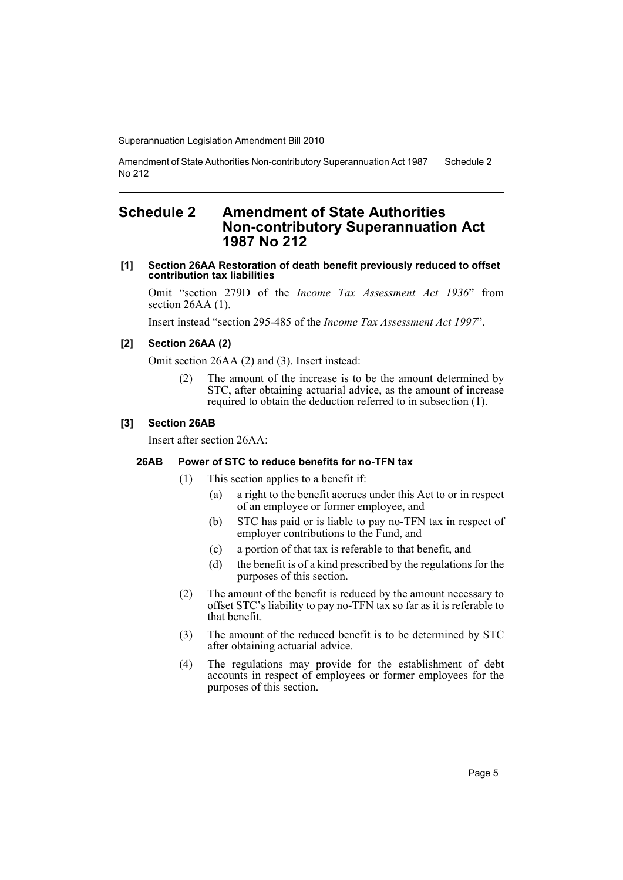# Schedule 2 Amendment of State Authorities Non-contributory Superannuation Act 1987 No 212

### [1] Section 26AA Restoration of death benefit previously reduced to offset contribution tax liabilities

Omit "section 279D of the *Income Tax Assessment Act 1936*" from section 26AA (1).

Insert instead "section 295-485 of the *Income Tax Assessment Act 1997*".

### [2] Section 26AA (2)

Omit section 26AA (2) and (3). Insert instead:

> (2) The amount of the increase is to be the amount determined by STC, after obtaining actuarial advice, as the amount of increase required to obtain the deduction referred to in subsection (1).

### [3] Section 26AB

Insert after section 26AA:

#### 26AB Power of STC to reduce benefits for no-TFN tax

> (1) This section applies to a benefit if:
>
> (a) a right to the benefit accrues under this Act to or in respect of an employee or former employee, and
>
> (b) STC has paid or is liable to pay no-TFN tax in respect of employer contributions to the Fund, and
>
> (c) a portion of that tax is referable to that benefit, and
>
> (d) the benefit is of a kind prescribed by the regulations for the purposes of this section.
>
> (2) The amount of the benefit is reduced by the amount necessary to offset STC's liability to pay no-TFN tax so far as it is referable to that benefit.
>
> (3) The amount of the reduced benefit is to be determined by STC after obtaining actuarial advice.
>
> (4) The regulations may provide for the establishment of debt accounts in respect of employees or former employees for the purposes of this section.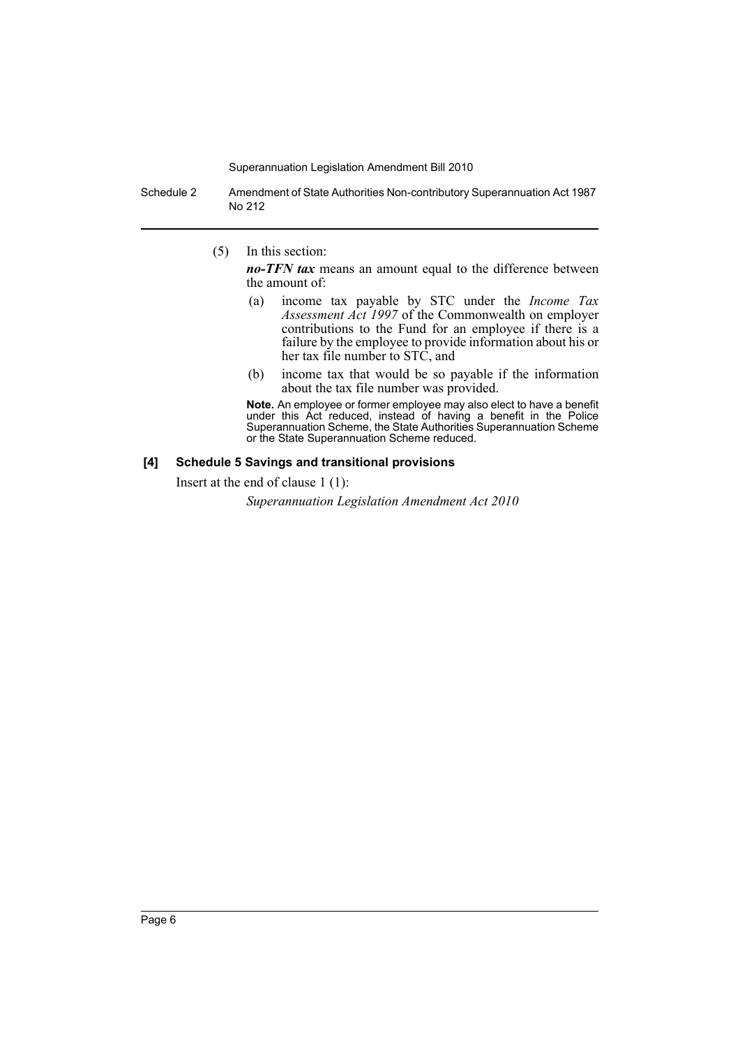(5) In this section:

***no-TFN tax*** means an amount equal to the difference between the amount of:

(a) income tax payable by STC under the *Income Tax Assessment Act 1997* of the Commonwealth on employer contributions to the Fund for an employee if there is a failure by the employee to provide information about his or her tax file number to STC, and

(b) income tax that would be so payable if the information about the tax file number was provided.

**Note.** An employee or former employee may also elect to have a benefit under this Act reduced, instead of having a benefit in the Police Superannuation Scheme, the State Authorities Superannuation Scheme or the State Superannuation Scheme reduced.

#### [4] Schedule 5 Savings and transitional provisions

Insert at the end of clause 1 (1):

*Superannuation Legislation Amendment Act 2010*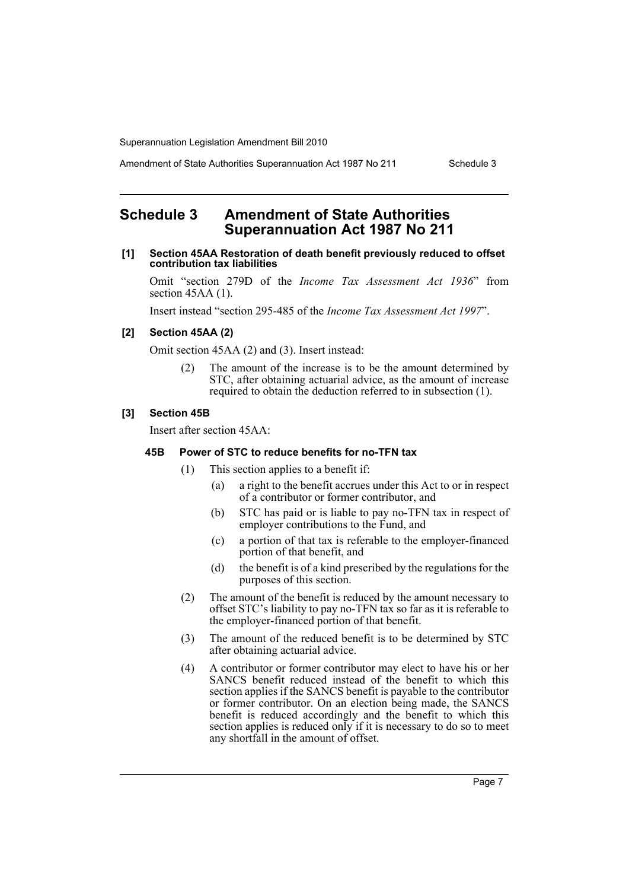# Schedule 3 Amendment of State Authorities Superannuation Act 1987 No 211

**[1] Section 45AA Restoration of death benefit previously reduced to offset contribution tax liabilities**

Omit "section 279D of the *Income Tax Assessment Act 1936*" from section 45AA (1).

Insert instead "section 295-485 of the *Income Tax Assessment Act 1997*".

**[2] Section 45AA (2)**

Omit section 45AA (2) and (3). Insert instead:

(2) The amount of the increase is to be the amount determined by STC, after obtaining actuarial advice, as the amount of increase required to obtain the deduction referred to in subsection (1).

**[3] Section 45B**

Insert after section 45AA:

**45B Power of STC to reduce benefits for no-TFN tax**

(1) This section applies to a benefit if:

(a) a right to the benefit accrues under this Act to or in respect of a contributor or former contributor, and

(b) STC has paid or is liable to pay no-TFN tax in respect of employer contributions to the Fund, and

(c) a portion of that tax is referable to the employer-financed portion of that benefit, and

(d) the benefit is of a kind prescribed by the regulations for the purposes of this section.

(2) The amount of the benefit is reduced by the amount necessary to offset STC's liability to pay no-TFN tax so far as it is referable to the employer-financed portion of that benefit.

(3) The amount of the reduced benefit is to be determined by STC after obtaining actuarial advice.

(4) A contributor or former contributor may elect to have his or her SANCS benefit reduced instead of the benefit to which this section applies if the SANCS benefit is payable to the contributor or former contributor. On an election being made, the SANCS benefit is reduced accordingly and the benefit to which this section applies is reduced only if it is necessary to do so to meet any shortfall in the amount of offset.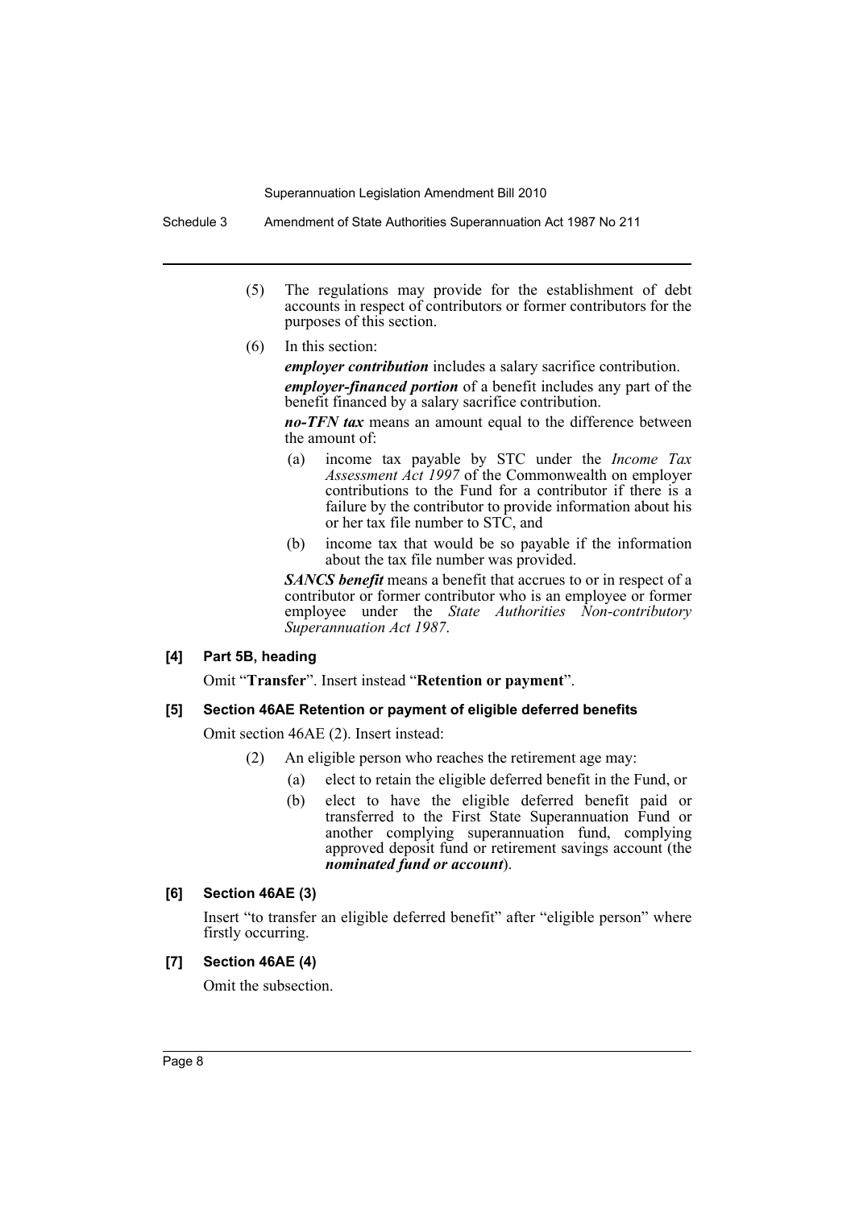(5) The regulations may provide for the establishment of debt accounts in respect of contributors or former contributors for the purposes of this section.

(6) In this section:

***employer contribution*** includes a salary sacrifice contribution.

***employer-financed portion*** of a benefit includes any part of the benefit financed by a salary sacrifice contribution.

***no-TFN tax*** means an amount equal to the difference between the amount of:

- (a) income tax payable by STC under the *Income Tax Assessment Act 1997* of the Commonwealth on employer contributions to the Fund for a contributor if there is a failure by the contributor to provide information about his or her tax file number to STC, and
- (b) income tax that would be so payable if the information about the tax file number was provided.

***SANCS benefit*** means a benefit that accrues to or in respect of a contributor or former contributor who is an employee or former employee under the *State Authorities Non-contributory Superannuation Act 1987*.

### [4] Part 5B, heading

Omit "**Transfer**". Insert instead "**Retention or payment**".

### [5] Section 46AE Retention or payment of eligible deferred benefits

Omit section 46AE (2). Insert instead:

(2) An eligible person who reaches the retirement age may:

- (a) elect to retain the eligible deferred benefit in the Fund, or
- (b) elect to have the eligible deferred benefit paid or transferred to the First State Superannuation Fund or another complying superannuation fund, complying approved deposit fund or retirement savings account (the ***nominated fund or account***).

### [6] Section 46AE (3)

Insert "to transfer an eligible deferred benefit" after "eligible person" where firstly occurring.

### [7] Section 46AE (4)

Omit the subsection.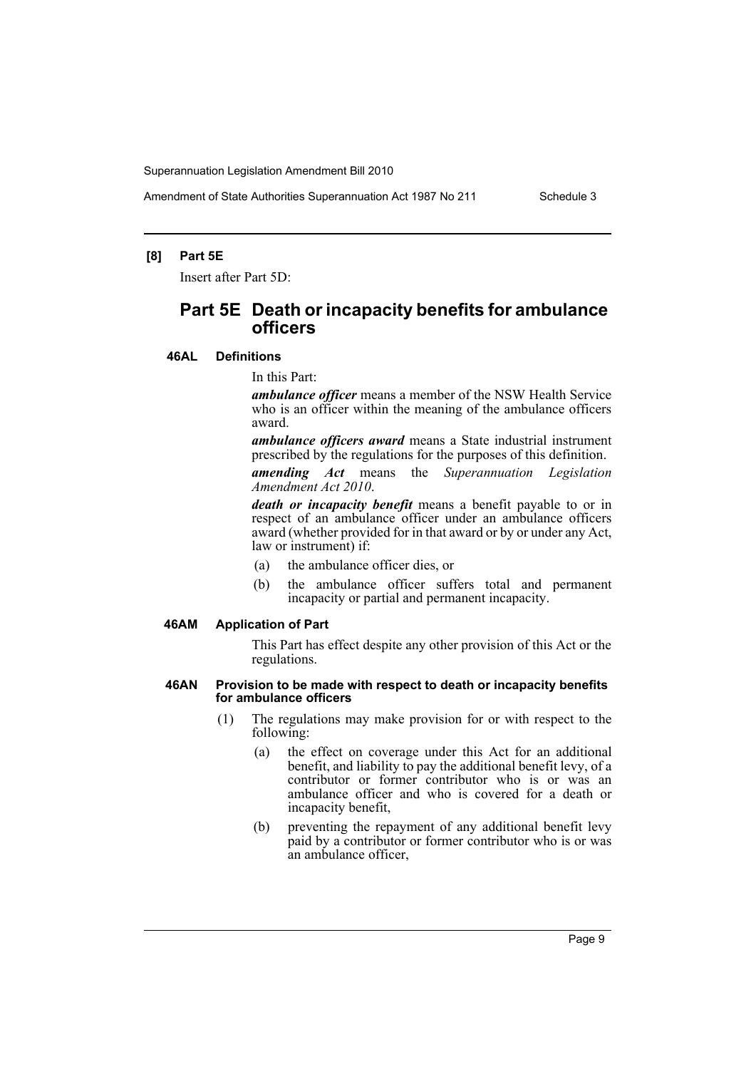### [8] Part 5E

Insert after Part 5D:

## Part 5E Death or incapacity benefits for ambulance officers

#### 46AL Definitions

In this Part:

***ambulance officer*** means a member of the NSW Health Service who is an officer within the meaning of the ambulance officers award.

***ambulance officers award*** means a State industrial instrument prescribed by the regulations for the purposes of this definition.

***amending Act*** means the *Superannuation Legislation Amendment Act 2010*.

***death or incapacity benefit*** means a benefit payable to or in respect of an ambulance officer under an ambulance officers award (whether provided for in that award or by or under any Act, law or instrument) if:

- (a) the ambulance officer dies, or
- (b) the ambulance officer suffers total and permanent incapacity or partial and permanent incapacity.

#### 46AM Application of Part

This Part has effect despite any other provision of this Act or the regulations.

#### 46AN Provision to be made with respect to death or incapacity benefits for ambulance officers

(1) The regulations may make provision for or with respect to the following:

- (a) the effect on coverage under this Act for an additional benefit, and liability to pay the additional benefit levy, of a contributor or former contributor who is or was an ambulance officer and who is covered for a death or incapacity benefit,
- (b) preventing the repayment of any additional benefit levy paid by a contributor or former contributor who is or was an ambulance officer,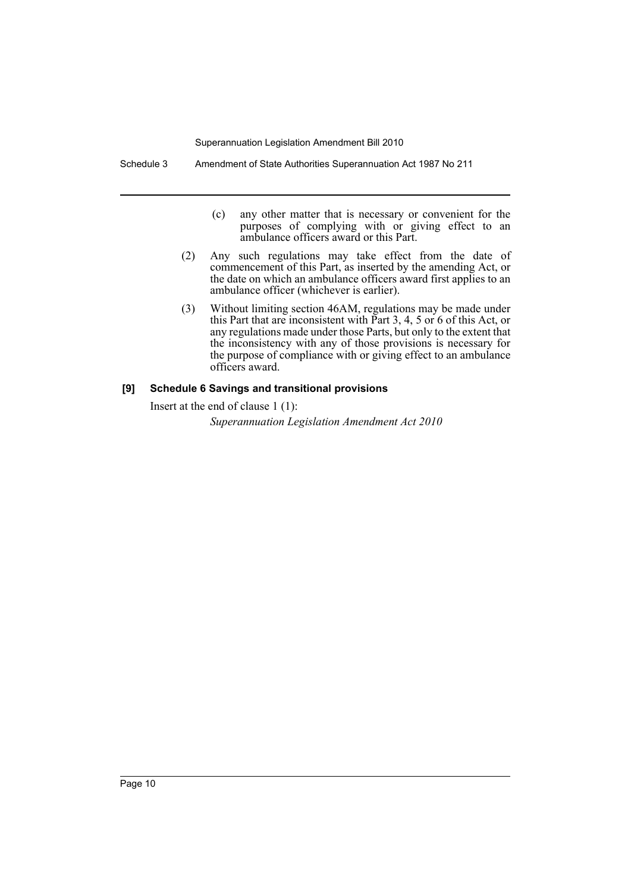(c) any other matter that is necessary or convenient for the purposes of complying with or giving effect to an ambulance officers award or this Part.

(2) Any such regulations may take effect from the date of commencement of this Part, as inserted by the amending Act, or the date on which an ambulance officers award first applies to an ambulance officer (whichever is earlier).

(3) Without limiting section 46AM, regulations may be made under this Part that are inconsistent with Part 3, 4, 5 or 6 of this Act, or any regulations made under those Parts, but only to the extent that the inconsistency with any of those provisions is necessary for the purpose of compliance with or giving effect to an ambulance officers award.

**[9] Schedule 6 Savings and transitional provisions**

Insert at the end of clause 1 (1):

*Superannuation Legislation Amendment Act 2010*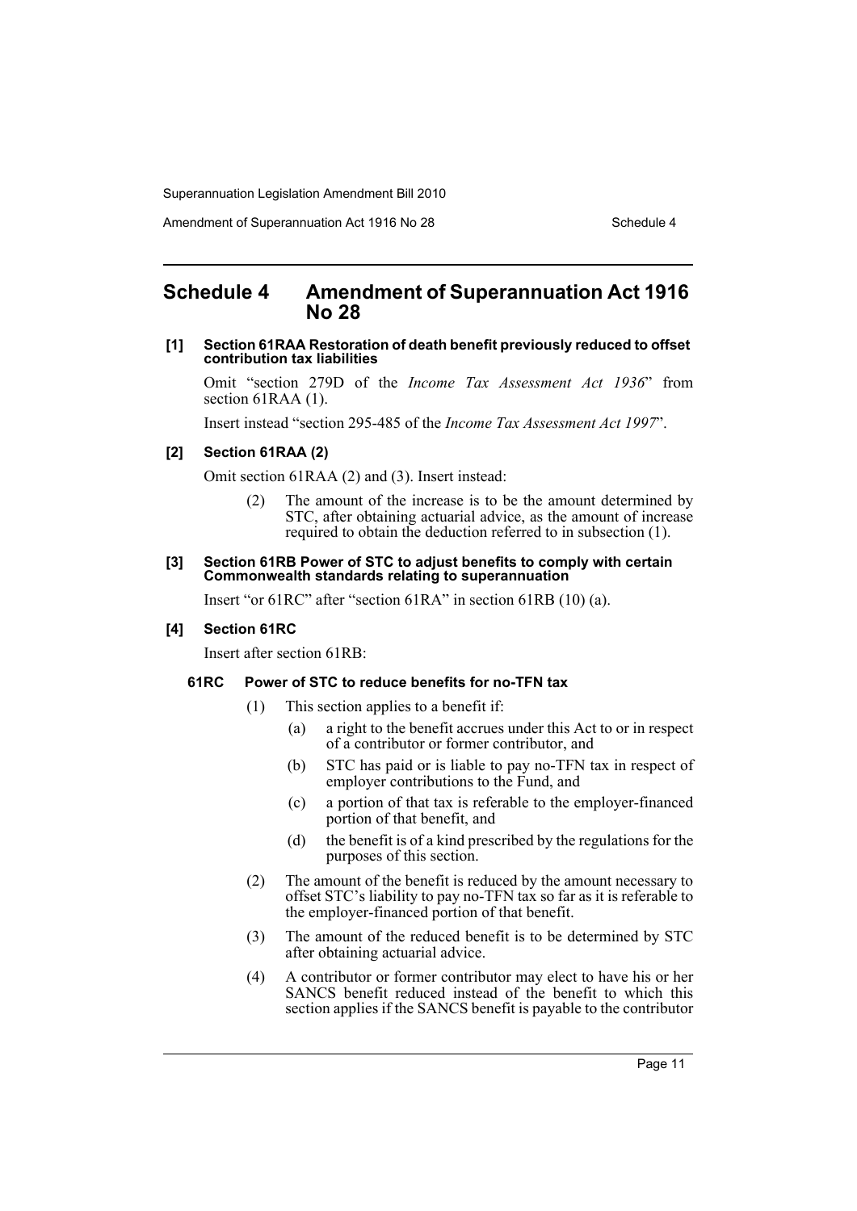# Schedule 4 Amendment of Superannuation Act 1916 No 28

**[1] Section 61RAA Restoration of death benefit previously reduced to offset contribution tax liabilities**

Omit "section 279D of the *Income Tax Assessment Act 1936*" from section 61RAA (1).

Insert instead "section 295-485 of the *Income Tax Assessment Act 1997*".

**[2] Section 61RAA (2)**

Omit section 61RAA (2) and (3). Insert instead:

> (2) The amount of the increase is to be the amount determined by STC, after obtaining actuarial advice, as the amount of increase required to obtain the deduction referred to in subsection (1).

**[3] Section 61RB Power of STC to adjust benefits to comply with certain Commonwealth standards relating to superannuation**

Insert "or 61RC" after "section 61RA" in section 61RB (10) (a).

**[4] Section 61RC**

Insert after section 61RB:

**61RC Power of STC to reduce benefits for no-TFN tax**

> (1) This section applies to a benefit if:
>
> (a) a right to the benefit accrues under this Act to or in respect of a contributor or former contributor, and
>
> (b) STC has paid or is liable to pay no-TFN tax in respect of employer contributions to the Fund, and
>
> (c) a portion of that tax is referable to the employer-financed portion of that benefit, and
>
> (d) the benefit is of a kind prescribed by the regulations for the purposes of this section.
>
> (2) The amount of the benefit is reduced by the amount necessary to offset STC's liability to pay no-TFN tax so far as it is referable to the employer-financed portion of that benefit.
>
> (3) The amount of the reduced benefit is to be determined by STC after obtaining actuarial advice.
>
> (4) A contributor or former contributor may elect to have his or her SANCS benefit reduced instead of the benefit to which this section applies if the SANCS benefit is payable to the contributor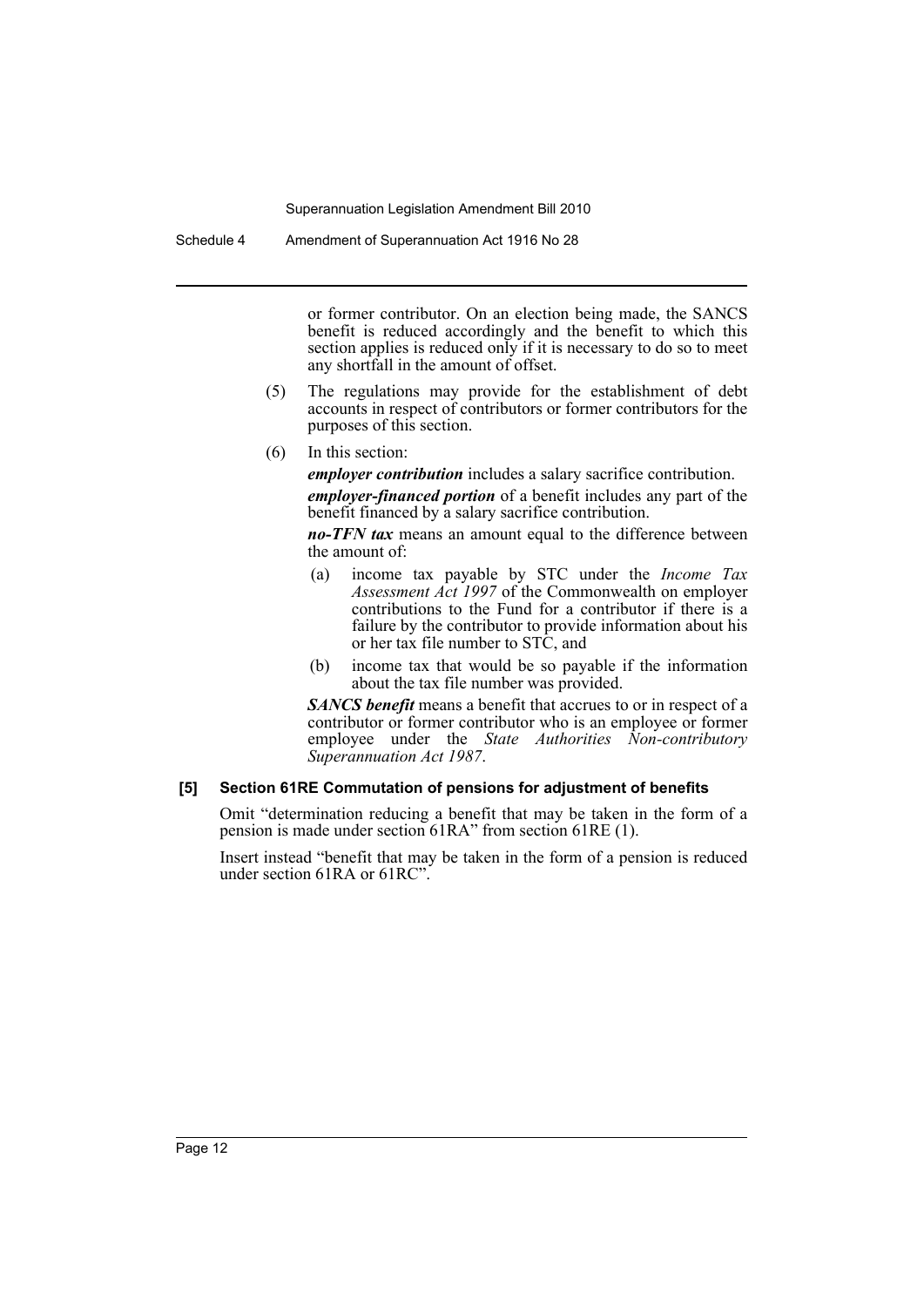or former contributor. On an election being made, the SANCS benefit is reduced accordingly and the benefit to which this section applies is reduced only if it is necessary to do so to meet any shortfall in the amount of offset.

(5) The regulations may provide for the establishment of debt accounts in respect of contributors or former contributors for the purposes of this section.

(6) In this section:

***employer contribution*** includes a salary sacrifice contribution.

***employer-financed portion*** of a benefit includes any part of the benefit financed by a salary sacrifice contribution.

***no-TFN tax*** means an amount equal to the difference between the amount of:

(a) income tax payable by STC under the *Income Tax Assessment Act 1997* of the Commonwealth on employer contributions to the Fund for a contributor if there is a failure by the contributor to provide information about his or her tax file number to STC, and

(b) income tax that would be so payable if the information about the tax file number was provided.

***SANCS benefit*** means a benefit that accrues to or in respect of a contributor or former contributor who is an employee or former employee under the *State Authorities Non-contributory Superannuation Act 1987*.

**[5] Section 61RE Commutation of pensions for adjustment of benefits**

Omit "determination reducing a benefit that may be taken in the form of a pension is made under section 61RA" from section 61RE (1).

Insert instead "benefit that may be taken in the form of a pension is reduced under section 61RA or 61RC".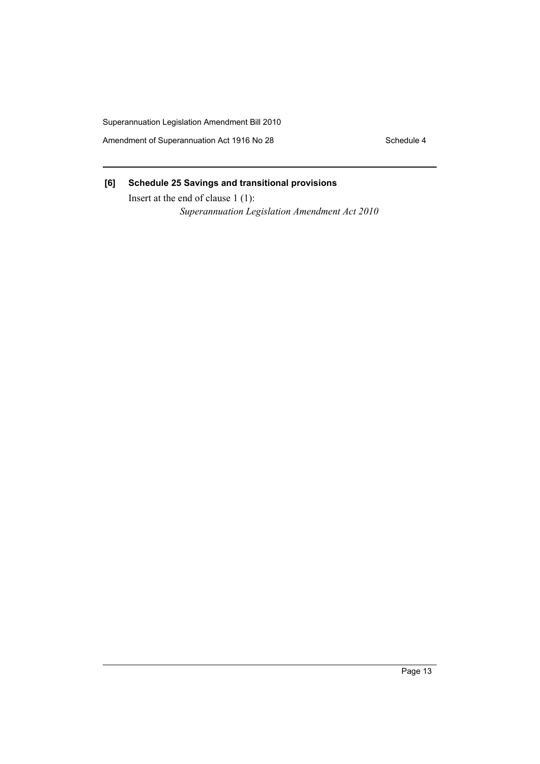**[6] Schedule 25 Savings and transitional provisions**

Insert at the end of clause 1 (1):

*Superannuation Legislation Amendment Act 2010*